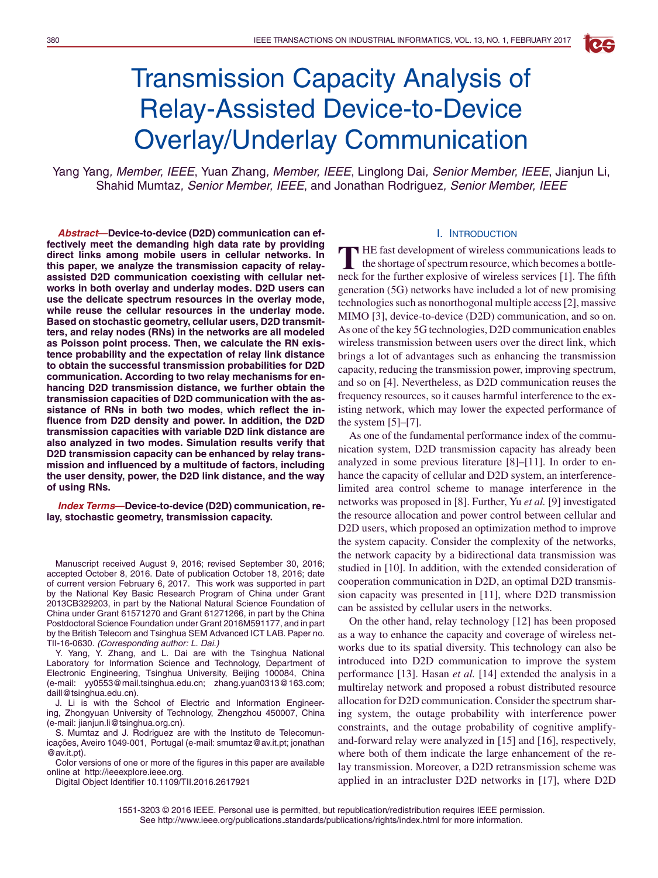# Transmission Capacity Analysis of Relay-Assisted Device-to-Device Overlay/Underlay Communication

Yang Yang, *Member, IEEE*, Yuan Zhang, *Member, IEEE*, Linglong Dai, *Senior Member, IEEE*, Jianjun Li, Shahid Mumtaz, *Senior Member, IEEE*, and Jonathan Rodriguez, *Senior Member, IEEE*

***Abstract*—Device-to-device (D2D) communication can effectively meet the demanding high data rate by providing direct links among mobile users in cellular networks. In this paper, we analyze the transmission capacity of relay-assisted D2D communication coexisting with cellular networks in both overlay and underlay modes. D2D users can use the delicate spectrum resources in the overlay mode, while reuse the cellular resources in the underlay mode. Based on stochastic geometry, cellular users, D2D transmitters, and relay nodes (RNs) in the networks are all modeled as Poisson point process. Then, we calculate the RN existence probability and the expectation of relay link distance to obtain the successful transmission probabilities for D2D communication. According to two relay mechanisms for enhancing D2D transmission distance, we further obtain the transmission capacities of D2D communication with the assistance of RNs in both two modes, which reflect the influence from D2D density and power. In addition, the D2D transmission capacities with variable D2D link distance are also analyzed in two modes. Simulation results verify that D2D transmission capacity can be enhanced by relay transmission and influenced by a multitude of factors, including the user density, power, the D2D link distance, and the way of using RNs.**

***Index Terms*—Device-to-device (D2D) communication, relay, stochastic geometry, transmission capacity.**

Manuscript received August 9, 2016; revised September 30, 2016; accepted October 8, 2016. Date of publication October 18, 2016; date of current version February 6, 2017. This work was supported in part by the National Key Basic Research Program of China under Grant 2013CB329203, in part by the National Natural Science Foundation of China under Grant 61571270 and Grant 61271266, in part by the China Postdoctoral Science Foundation under Grant 2016M591177, and in part by the British Telecom and Tsinghua SEM Advanced ICT LAB. Paper no. TII-16-0630. *(Corresponding author: L. Dai.)*

Y. Yang, Y. Zhang, and L. Dai are with the Tsinghua National Laboratory for Information Science and Technology, Department of Electronic Engineering, Tsinghua University, Beijing 100084, China (e-mail: yy0553@mail.tsinghua.edu.cn; zhang.yuan0313@163.com; daill@tsinghua.edu.cn).

J. Li is with the School of Electric and Information Engineering, Zhongyuan University of Technology, Zhengzhou 450007, China (e-mail: jianjun.li@tsinghua.org.cn).

S. Mumtaz and J. Rodriguez are with the Instituto de Telecomunicações, Aveiro 1049-001, Portugal (e-mail: smumtaz@av.it.pt; jonathan@av.it.pt).

Color versions of one or more of the figures in this paper are available online at http://ieeexplore.ieee.org.

Digital Object Identifier 10.1109/TII.2016.2617921

## I. Introduction

The fast development of wireless communications leads to the shortage of spectrum resource, which becomes a bottleneck for the further explosive of wireless services [1]. The fifth generation (5G) networks have included a lot of new promising technologies such as nonorthogonal multiple access [2], massive MIMO [3], device-to-device (D2D) communication, and so on. As one of the key 5G technologies, D2D communication enables wireless transmission between users over the direct link, which brings a lot of advantages such as enhancing the transmission capacity, reducing the transmission power, improving spectrum, and so on [4]. Nevertheless, as D2D communication reuses the frequency resources, so it causes harmful interference to the existing network, which may lower the expected performance of the system [5]–[7].

As one of the fundamental performance index of the communication system, D2D transmission capacity has already been analyzed in some previous literature [8]–[11]. In order to enhance the capacity of cellular and D2D system, an interference-limited area control scheme to manage interference in the networks was proposed in [8]. Further, Yu *et al.* [9] investigated the resource allocation and power control between cellular and D2D users, which proposed an optimization method to improve the system capacity. Consider the complexity of the networks, the network capacity by a bidirectional data transmission was studied in [10]. In addition, with the extended consideration of cooperation communication in D2D, an optimal D2D transmission capacity was presented in [11], where D2D transmission can be assisted by cellular users in the networks.

On the other hand, relay technology [12] has been proposed as a way to enhance the capacity and coverage of wireless networks due to its spatial diversity. This technology can also be introduced into D2D communication to improve the system performance [13]. Hasan *et al.* [14] extended the analysis in a multirelay network and proposed a robust distributed resource allocation for D2D communication. Consider the spectrum sharing system, the outage probability with interference power constraints, and the outage probability of cognitive amplify-and-forward relay were analyzed in [15] and [16], respectively, where both of them indicate the large enhancement of the relay transmission. Moreover, a D2D retransmission scheme was applied in an intracluster D2D networks in [17], where D2D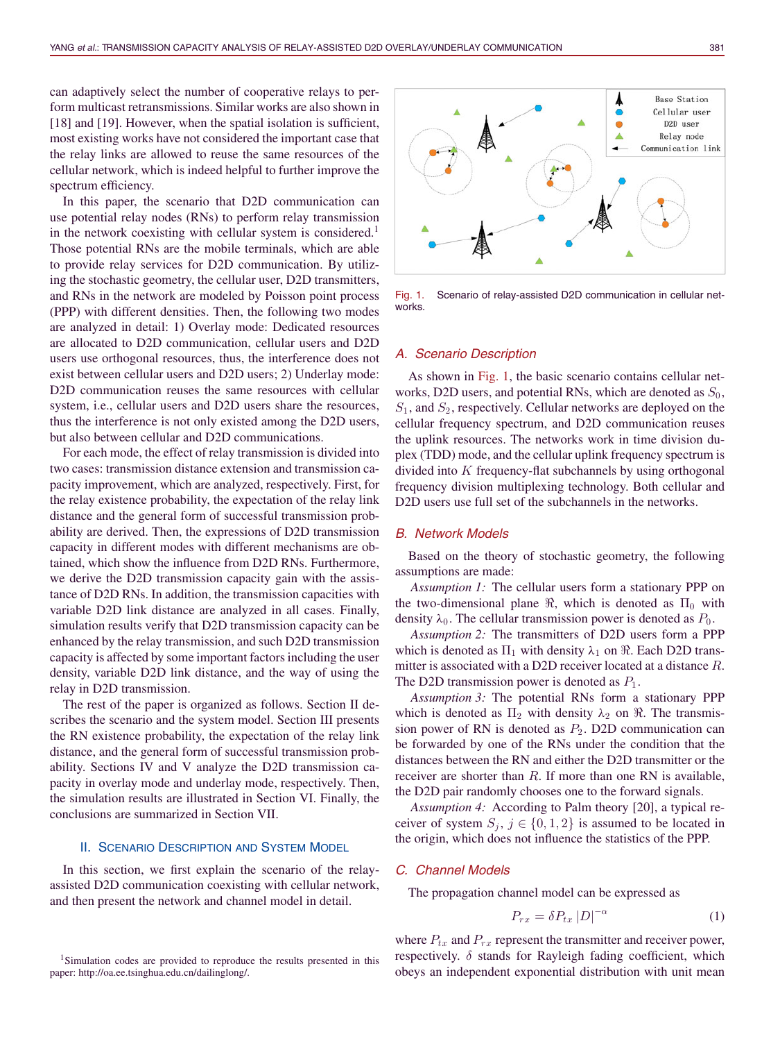can adaptively select the number of cooperative relays to perform multicast retransmissions. Similar works are also shown in [18] and [19]. However, when the spatial isolation is sufficient, most existing works have not considered the important case that the relay links are allowed to reuse the same resources of the cellular network, which is indeed helpful to further improve the spectrum efficiency.

In this paper, the scenario that D2D communication can use potential relay nodes (RNs) to perform relay transmission in the network coexisting with cellular system is considered.[1] Those potential RNs are the mobile terminals, which are able to provide relay services for D2D communication. By utilizing the stochastic geometry, the cellular user, D2D transmitters, and RNs in the network are modeled by Poisson point process (PPP) with different densities. Then, the following two modes are analyzed in detail: 1) Overlay mode: Dedicated resources are allocated to D2D communication, cellular users and D2D users use orthogonal resources, thus, the interference does not exist between cellular users and D2D users; 2) Underlay mode: D2D communication reuses the same resources with cellular system, i.e., cellular users and D2D users share the resources, thus the interference is not only existed among the D2D users, but also between cellular and D2D communications.

For each mode, the effect of relay transmission is divided into two cases: transmission distance extension and transmission capacity improvement, which are analyzed, respectively. First, for the relay existence probability, the expectation of the relay link distance and the general form of successful transmission probability are derived. Then, the expressions of D2D transmission capacity in different modes with different mechanisms are obtained, which show the influence from D2D RNs. Furthermore, we derive the D2D transmission capacity gain with the assistance of D2D RNs. In addition, the transmission capacities with variable D2D link distance are analyzed in all cases. Finally, simulation results verify that D2D transmission capacity can be enhanced by the relay transmission, and such D2D transmission capacity is affected by some important factors including the user density, variable D2D link distance, and the way of using the relay in D2D transmission.

The rest of the paper is organized as follows. Section II describes the scenario and the system model. Section III presents the RN existence probability, the expectation of the relay link distance, and the general form of successful transmission probability. Sections IV and V analyze the D2D transmission capacity in overlay mode and underlay mode, respectively. Then, the simulation results are illustrated in Section VI. Finally, the conclusions are summarized in Section VII.

## II. Scenario Description and System Model

In this section, we first explain the scenario of the relay-assisted D2D communication coexisting with cellular network, and then present the network and channel model in detail.

[1] Simulation codes are provided to reproduce the results presented in this paper: http://oa.ee.tsinghua.edu.cn/dailinglong/.

Fig. 1. Scenario of relay-assisted D2D communication in cellular networks.

### A. Scenario Description

As shown in Fig. 1, the basic scenario contains cellular networks, D2D users, and potential RNs, which are denoted as $S_0$, $S_1$, and $S_2$, respectively. Cellular networks are deployed on the cellular frequency spectrum, and D2D communication reuses the uplink resources. The networks work in time division duplex (TDD) mode, and the cellular uplink frequency spectrum is divided into $K$ frequency-flat subchannels by using orthogonal frequency division multiplexing technology. Both cellular and D2D users use full set of the subchannels in the networks.

### B. Network Models

Based on the theory of stochastic geometry, the following assumptions are made:

*Assumption 1:* The cellular users form a stationary PPP on the two-dimensional plane $\Re$, which is denoted as $\Pi_0$ with density $\lambda_0$. The cellular transmission power is denoted as $P_0$.

*Assumption 2:* The transmitters of D2D users form a PPP which is denoted as $\Pi_1$ with density $\lambda_1$ on $\Re$. Each D2D transmitter is associated with a D2D receiver located at a distance $R$. The D2D transmission power is denoted as $P_1$.

*Assumption 3:* The potential RNs form a stationary PPP which is denoted as $\Pi_2$ with density $\lambda_2$ on $\Re$. The transmission power of RN is denoted as $P_2$. D2D communication can be forwarded by one of the RNs under the condition that the distances between the RN and either the D2D transmitter or the receiver are shorter than $R$. If more than one RN is available, the D2D pair randomly chooses one to the forward signals.

*Assumption 4:* According to Palm theory [20], a typical receiver of system $S_j$, $j \in \{0, 1, 2\}$ is assumed to be located in the origin, which does not influence the statistics of the PPP.

### C. Channel Models

The propagation channel model can be expressed as

$$P_{rx} = \delta P_{tx} |D|^{-\alpha} \tag{1}$$

where $P_{tx}$ and $P_{rx}$ represent the transmitter and receiver power, respectively. $\delta$ stands for Rayleigh fading coefficient, which obeys an independent exponential distribution with unit mean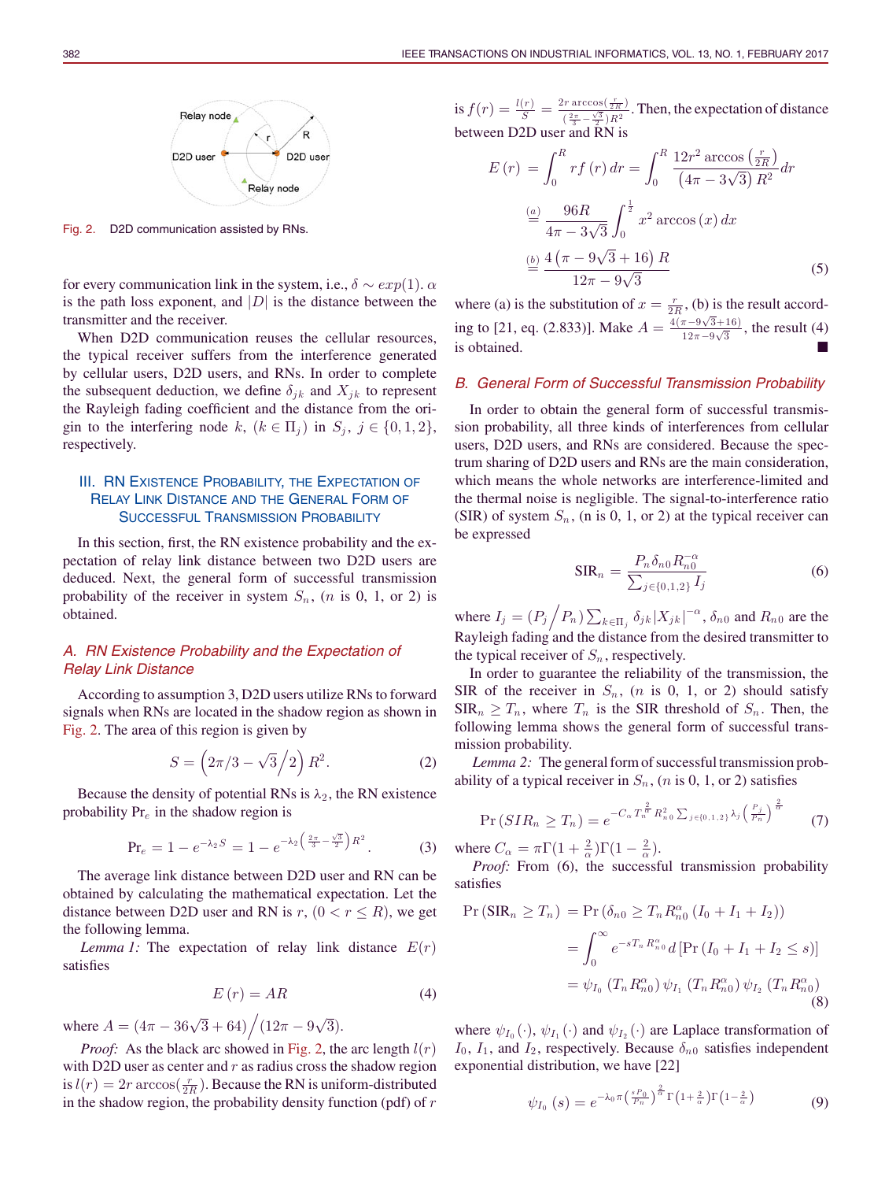Fig. 2. D2D communication assisted by RNs.

for every communication link in the system, i.e., $\delta \sim exp(1)$. $\alpha$ is the path loss exponent, and $|D|$ is the distance between the transmitter and the receiver.

When D2D communication reuses the cellular resources, the typical receiver suffers from the interference generated by cellular users, D2D users, and RNs. In order to complete the subsequent deduction, we define $\delta_{jk}$ and $X_{jk}$ to represent the Rayleigh fading coefficient and the distance from the origin to the interfering node $k$, $(k \in \Pi_j)$ in $S_j$, $j \in \{0, 1, 2\}$, respectively.

## III. RN Existence Probability, the Expectation of Relay Link Distance and the General Form of Successful Transmission Probability

In this section, first, the RN existence probability and the expectation of relay link distance between two D2D users are deduced. Next, the general form of successful transmission probability of the receiver in system $S_n$, ($n$ is 0, 1, or 2) is obtained.

### A. RN Existence Probability and the Expectation of Relay Link Distance

According to assumption 3, D2D users utilize RNs to forward signals when RNs are located in the shadow region as shown in Fig. 2. The area of this region is given by

$$S = \left(2\pi/3 - \sqrt{3}\big/2\right) R^2. \tag{2}$$

Because the density of potential RNs is $\lambda_2$, the RN existence probability $\mathrm{Pr}_e$ in the shadow region is

$$\mathrm{Pr}_e = 1 - e^{-\lambda_2 S} = 1 - e^{-\lambda_2\left(\frac{2\pi}{3} - \frac{\sqrt{3}}{2}\right)R^2}. \tag{3}$$

The average link distance between D2D user and RN can be obtained by calculating the mathematical expectation. Let the distance between D2D user and RN is $r$, $(0 < r \leq R)$, we get the following lemma.

*Lemma 1:* The expectation of relay link distance $E(r)$ satisfies

$$E(r) = AR \tag{4}$$

where $A = (4\pi - 36\sqrt{3} + 64)\big/(12\pi - 9\sqrt{3})$.

*Proof:* As the black arc showed in Fig. 2, the arc length $l(r)$ with D2D user as center and $r$ as radius cross the shadow region is $l(r) = 2r\arccos(\frac{r}{2R})$. Because the RN is uniform-distributed in the shadow region, the probability density function (pdf) of $r$ is $f(r) = \frac{l(r)}{S} = \frac{2r\arccos(\frac{r}{2R})}{(\frac{2\pi}{3} - \frac{\sqrt{3}}{2})R^2}$. Then, the expectation of distance between D2D user and RN is

$$\begin{aligned} E(r) &= \int_0^R rf(r)\,dr = \int_0^R \frac{12r^2\arccos\left(\frac{r}{2R}\right)}{\left(4\pi - 3\sqrt{3}\right)R^2}dr \\ &\overset{(a)}{=} \frac{96R}{4\pi - 3\sqrt{3}}\int_0^{\frac{1}{2}} x^2\arccos(x)\,dx \\ &\overset{(b)}{=} \frac{4\left(\pi - 9\sqrt{3} + 16\right)R}{12\pi - 9\sqrt{3}} \end{aligned} \tag{5}$$

where (a) is the substitution of $x = \frac{r}{2R}$, (b) is the result according to [21, eq. (2.833)]. Make $A = \frac{4(\pi - 9\sqrt{3} + 16)}{12\pi - 9\sqrt{3}}$, the result (4) is obtained. ■

### B. General Form of Successful Transmission Probability

In order to obtain the general form of successful transmission probability, all three kinds of interferences from cellular users, D2D users, and RNs are considered. Because the spectrum sharing of D2D users and RNs are the main consideration, which means the whole networks are interference-limited and the thermal noise is negligible. The signal-to-interference ratio (SIR) of system $S_n$, (n is 0, 1, or 2) at the typical receiver can be expressed

$$\mathrm{SIR}_n = \frac{P_n\delta_{n0}R_{n0}^{-\alpha}}{\sum_{j\in\{0,1,2\}} I_j} \tag{6}$$

where $I_j = \left(P_j\big/P_n\right)\sum_{k\in\Pi_j}\delta_{jk}|X_{jk}|^{-\alpha}$, $\delta_{n0}$ and $R_{n0}$ are the Rayleigh fading and the distance from the desired transmitter to the typical receiver of $S_n$, respectively.

In order to guarantee the reliability of the transmission, the SIR of the receiver in $S_n$, ($n$ is 0, 1, or 2) should satisfy $\mathrm{SIR}_n \geq T_n$, where $T_n$ is the SIR threshold of $S_n$. Then, the following lemma shows the general form of successful transmission probability.

*Lemma 2:* The general form of successful transmission probability of a typical receiver in $S_n$, ($n$ is 0, 1, or 2) satisfies

$$\Pr\left(SIR_n \geq T_n\right) = e^{-C_\alpha T_n^{\frac{2}{\alpha}} R_{n0}^2 \sum_{j\in\{0,1,2\}}\lambda_j\left(\frac{P_j}{P_n}\right)^{\frac{2}{\alpha}}} \tag{7}$$

where $C_\alpha = \pi\Gamma(1 + \frac{2}{\alpha})\Gamma(1 - \frac{2}{\alpha})$.

*Proof:* From (6), the successful transmission probability satisfies

$$\begin{aligned} \Pr\left(\mathrm{SIR}_n \geq T_n\right) &= \Pr\left(\delta_{n0} \geq T_n R_{n0}^{\alpha}\left(I_0 + I_1 + I_2\right)\right) \\ &= \int_0^\infty e^{-sT_nR_{n0}^{\alpha}}\,d\left[\Pr\left(I_0 + I_1 + I_2 \leq s\right)\right] \\ &= \psi_{I_0}\left(T_nR_{n0}^{\alpha}\right)\psi_{I_1}\left(T_nR_{n0}^{\alpha}\right)\psi_{I_2}\left(T_nR_{n0}^{\alpha}\right) \end{aligned} \tag{8}$$

where $\psi_{I_0}(\cdot)$, $\psi_{I_1}(\cdot)$ and $\psi_{I_2}(\cdot)$ are Laplace transformation of $I_0$, $I_1$, and $I_2$, respectively. Because $\delta_{n0}$ satisfies independent exponential distribution, we have [22]

$$\psi_{I_0}(s) = e^{-\lambda_0\pi\left(\frac{sP_0}{P_n}\right)^{\frac{2}{\alpha}}\Gamma\left(1+\frac{2}{\alpha}\right)\Gamma\left(1-\frac{2}{\alpha}\right)} \tag{9}$$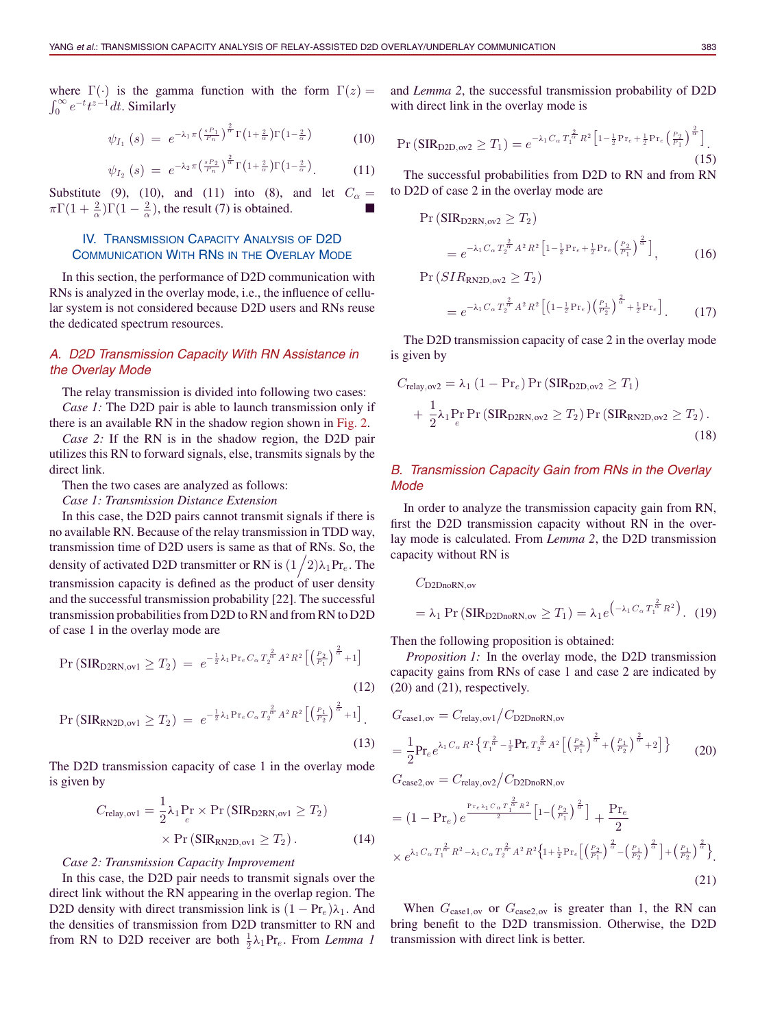where $\Gamma(\cdot)$ is the gamma function with the form $\Gamma(z) = \int_0^\infty e^{-t} t^{z-1} dt$. Similarly

$$\psi_{I_1}(s) = e^{-\lambda_1 \pi \left(\frac{sP_1}{P_n}\right)^{\frac{2}{\alpha}} \Gamma\left(1+\frac{2}{\alpha}\right)\Gamma\left(1-\frac{2}{\alpha}\right)} \quad (10)$$

$$\psi_{I_2}(s) = e^{-\lambda_2 \pi \left(\frac{sP_2}{P_n}\right)^{\frac{2}{\alpha}} \Gamma\left(1+\frac{2}{\alpha}\right)\Gamma\left(1-\frac{2}{\alpha}\right)}. \quad (11)$$

Substitute (9), (10), and (11) into (8), and let $C_\alpha = \pi\Gamma(1+\frac{2}{\alpha})\Gamma(1-\frac{2}{\alpha})$, the result (7) is obtained. ∎

## IV. Transmission Capacity Analysis of D2D Communication With RNs in the Overlay Mode

In this section, the performance of D2D communication with RNs is analyzed in the overlay mode, i.e., the influence of cellular system is not considered because D2D users and RNs reuse the dedicated spectrum resources.

### A. D2D Transmission Capacity With RN Assistance in the Overlay Mode

The relay transmission is divided into following two cases:

*Case 1:* The D2D pair is able to launch transmission only if there is an available RN in the shadow region shown in Fig. 2.

*Case 2:* If the RN is in the shadow region, the D2D pair utilizes this RN to forward signals, else, transmits signals by the direct link.

Then the two cases are analyzed as follows:

*Case 1: Transmission Distance Extension*

In this case, the D2D pairs cannot transmit signals if there is no available RN. Because of the relay transmission in TDD way, transmission time of D2D users is same as that of RNs. So, the density of activated D2D transmitter or RN is $(1/2)\lambda_1 \mathrm{Pr}_e$. The transmission capacity is defined as the product of user density and the successful transmission probability [22]. The successful transmission probabilities from D2D to RN and from RN to D2D of case 1 in the overlay mode are

$$\Pr\left(\mathrm{SIR_{D2RN,ov1}} \geq T_2\right) = e^{-\frac{1}{2}\lambda_1 \mathrm{Pr}_e C_\alpha T_2^{\frac{2}{\alpha}} A^2 R^2 \left[\left(\frac{P_2}{P_1}\right)^{\frac{2}{\alpha}}+1\right]} \quad (12)$$

$$\Pr\left(\mathrm{SIR_{RN2D,ov1}} \geq T_2\right) = e^{-\frac{1}{2}\lambda_1 \mathrm{Pr}_e C_\alpha T_2^{\frac{2}{\alpha}} A^2 R^2 \left[\left(\frac{P_1}{P_2}\right)^{\frac{2}{\alpha}}+1\right]}. \quad (13)$$

The D2D transmission capacity of case 1 in the overlay mode is given by

$$C_{\mathrm{relay,ov1}} = \frac{1}{2}\lambda_1 \Pr_e \times \Pr\left(\mathrm{SIR_{D2RN,ov1}} \geq T_2\right) \times \Pr\left(\mathrm{SIR_{RN2D,ov1}} \geq T_2\right). \quad (14)$$

*Case 2: Transmission Capacity Improvement*

In this case, the D2D pair needs to transmit signals over the direct link without the RN appearing in the overlap region. The D2D density with direct transmission link is $(1-\mathrm{Pr}_e)\lambda_1$. And the densities of transmission from D2D transmitter to RN and from RN to D2D receiver are both $\frac{1}{2}\lambda_1\mathrm{Pr}_e$. From *Lemma 1* and *Lemma 2*, the successful transmission probability of D2D with direct link in the overlay mode is

$$\Pr\left(\mathrm{SIR_{D2D,ov2}} \geq T_1\right) = e^{-\lambda_1 C_\alpha T_1^{\frac{2}{\alpha}} R^2 \left[1-\frac{1}{2}\mathrm{Pr}_e+\frac{1}{2}\mathrm{Pr}_e\left(\frac{P_2}{P_1}\right)^{\frac{2}{\alpha}}\right]}. \quad (15)$$

The successful probabilities from D2D to RN and from RN to D2D of case 2 in the overlay mode are

$$\Pr\left(\mathrm{SIR_{D2RN,ov2}} \geq T_2\right) = e^{-\lambda_1 C_\alpha T_2^{\frac{2}{\alpha}} A^2 R^2 \left[1-\frac{1}{2}\mathrm{Pr}_e+\frac{1}{2}\mathrm{Pr}_e\left(\frac{P_2}{P_1}\right)^{\frac{2}{\alpha}}\right]}, \quad (16)$$

$$\Pr\left(SIR_{\mathrm{RN2D,ov2}} \geq T_2\right) = e^{-\lambda_1 C_\alpha T_2^{\frac{2}{\alpha}} A^2 R^2 \left[\left(1-\frac{1}{2}\mathrm{Pr}_e\right)\left(\frac{P_1}{P_2}\right)^{\frac{2}{\alpha}}+\frac{1}{2}\mathrm{Pr}_e\right]}. \quad (17)$$

The D2D transmission capacity of case 2 in the overlay mode is given by

$$C_{\mathrm{relay,ov2}} = \lambda_1\left(1-\mathrm{Pr}_e\right)\Pr\left(\mathrm{SIR_{D2D,ov2}} \geq T_1\right) + \frac{1}{2}\lambda_1 \Pr_e \Pr\left(\mathrm{SIR_{D2RN,ov2}} \geq T_2\right)\Pr\left(\mathrm{SIR_{RN2D,ov2}} \geq T_2\right). \quad (18)$$

### B. Transmission Capacity Gain from RNs in the Overlay Mode

In order to analyze the transmission capacity gain from RN, first the D2D transmission capacity without RN in the overlay mode is calculated. From *Lemma 2*, the D2D transmission capacity without RN is

$$C_{\mathrm{D2DnoRN,ov}} = \lambda_1 \Pr\left(\mathrm{SIR_{D2DnoRN,ov}} \geq T_1\right) = \lambda_1 e^{\left(-\lambda_1 C_\alpha T_1^{\frac{2}{\alpha}} R^2\right)}. \quad (19)$$

Then the following proposition is obtained:

*Proposition 1:* In the overlay mode, the D2D transmission capacity gains from RNs of case 1 and case 2 are indicated by (20) and (21), respectively.

$$G_{\mathrm{case1,ov}} = C_{\mathrm{relay,ov1}}/C_{\mathrm{D2DnoRN,ov}} = \frac{1}{2}\mathrm{Pr}_e e^{\lambda_1 C_\alpha R^2 \left\{T_1^{\frac{2}{\alpha}} - \frac{1}{2}\mathrm{Pr}_e T_2^{\frac{2}{\alpha}} A^2 \left[\left(\frac{P_2}{P_1}\right)^{\frac{2}{\alpha}}+\left(\frac{P_1}{P_2}\right)^{\frac{2}{\alpha}}+2\right]\right\}} \quad (20)$$

$$G_{\mathrm{case2,ov}} = C_{\mathrm{relay,ov2}}/C_{\mathrm{D2DnoRN,ov}} = \left(1-\mathrm{Pr}_e\right) e^{\frac{\mathrm{Pr}_e \lambda_1 C_\alpha T_1^{\frac{2}{\alpha}} R^2}{2}\left[1-\left(\frac{P_2}{P_1}\right)^{\frac{2}{\alpha}}\right]} + \frac{\mathrm{Pr}_e}{2} \times e^{\lambda_1 C_\alpha T_1^{\frac{2}{\alpha}} R^2 - \lambda_1 C_\alpha T_2^{\frac{2}{\alpha}} A^2 R^2 \left\{1+\frac{1}{2}\mathrm{Pr}_e\left[\left(\frac{P_2}{P_1}\right)^{\frac{2}{\alpha}}-\left(\frac{P_1}{P_2}\right)^{\frac{2}{\alpha}}\right]+\left(\frac{P_1}{P_2}\right)^{\frac{2}{\alpha}}\right\}}. \quad (21)$$

When $G_{\mathrm{case1,ov}}$ or $G_{\mathrm{case2,ov}}$ is greater than 1, the RN can bring benefit to the D2D transmission. Otherwise, the D2D transmission with direct link is better.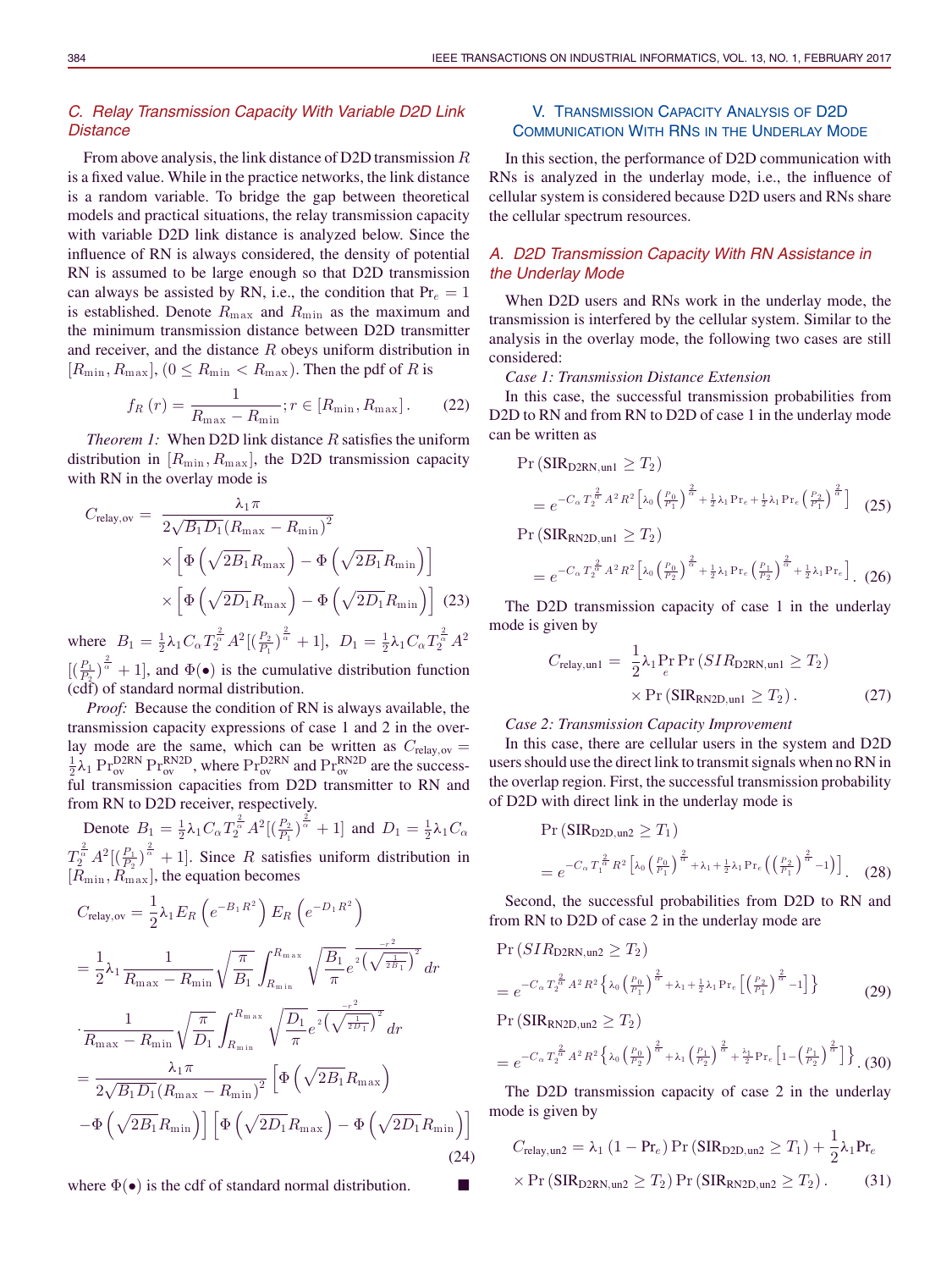### C. Relay Transmission Capacity With Variable D2D Link Distance

From above analysis, the link distance of D2D transmission $R$ is a fixed value. While in the practice networks, the link distance is a random variable. To bridge the gap between theoretical models and practical situations, the relay transmission capacity with variable D2D link distance is analyzed below. Since the influence of RN is always considered, the density of potential RN is assumed to be large enough so that D2D transmission can always be assisted by RN, i.e., the condition that $\Pr_e = 1$ is established. Denote $R_{\max}$ and $R_{\min}$ as the maximum and the minimum transmission distance between D2D transmitter and receiver, and the distance $R$ obeys uniform distribution in $[R_{\min}, R_{\max}]$, $(0 \leq R_{\min} < R_{\max})$. Then the pdf of $R$ is

$$f_R(r) = \frac{1}{R_{\max} - R_{\min}}; r \in [R_{\min}, R_{\max}]. \quad (22)$$

*Theorem 1:* When D2D link distance $R$ satisfies the uniform distribution in $[R_{\min}, R_{\max}]$, the D2D transmission capacity with RN in the overlay mode is

$$\begin{aligned} C_{\text{relay,ov}} = & \frac{\lambda_1 \pi}{2\sqrt{B_1 D_1}(R_{\max} - R_{\min})^2} \\ & \times \left[\Phi\left(\sqrt{2B_1}R_{\max}\right) - \Phi\left(\sqrt{2B_1}R_{\min}\right)\right] \\ & \times \left[\Phi\left(\sqrt{2D_1}R_{\max}\right) - \Phi\left(\sqrt{2D_1}R_{\min}\right)\right] \quad (23) \end{aligned}$$

where $B_1 = \frac{1}{2}\lambda_1 C_\alpha T_2^{\frac{2}{\alpha}} A^2[(\frac{P_2}{P_1})^{\frac{2}{\alpha}} + 1]$, $D_1 = \frac{1}{2}\lambda_1 C_\alpha T_2^{\frac{2}{\alpha}} A^2 [(\frac{P_1}{P_2})^{\frac{2}{\alpha}} + 1]$, and $\Phi(\bullet)$ is the cumulative distribution function (cdf) of standard normal distribution.

*Proof:* Because the condition of RN is always available, the transmission capacity expressions of case 1 and 2 in the overlay mode are the same, which can be written as $C_{\text{relay,ov}} = \frac{1}{2}\lambda_1 \Pr_{\text{ov}}^{\text{D2RN}} \Pr_{\text{ov}}^{\text{RN2D}}$, where $\Pr_{\text{ov}}^{\text{D2RN}}$ and $\Pr_{\text{ov}}^{\text{RN2D}}$ are the successful transmission capacities from D2D transmitter to RN and from RN to D2D receiver, respectively.

Denote $B_1 = \frac{1}{2}\lambda_1 C_\alpha T_2^{\frac{2}{\alpha}} A^2[(\frac{P_2}{P_1})^{\frac{2}{\alpha}} + 1]$ and $D_1 = \frac{1}{2}\lambda_1 C_\alpha T_2^{\frac{2}{\alpha}} A^2[(\frac{P_1}{P_2})^{\frac{2}{\alpha}} + 1]$. Since $R$ satisfies uniform distribution in $[R_{\min}, R_{\max}]$, the equation becomes

$$\begin{aligned} C_{\text{relay,ov}} &= \frac{1}{2}\lambda_1 E_R\left(e^{-B_1 R^2}\right) E_R\left(e^{-D_1 R^2}\right) \\ &= \frac{1}{2}\lambda_1 \frac{1}{R_{\max} - R_{\min}} \sqrt{\frac{\pi}{B_1}} \int_{R_{\min}}^{R_{\max}} \sqrt{\frac{B_1}{\pi}} e^{\frac{-r^2}{2\left(\sqrt{\frac{1}{2B_1}}\right)^2}} dr \\ &\cdot \frac{1}{R_{\max} - R_{\min}} \sqrt{\frac{\pi}{D_1}} \int_{R_{\min}}^{R_{\max}} \sqrt{\frac{D_1}{\pi}} e^{\frac{-r^2}{2\left(\sqrt{\frac{1}{2D_1}}\right)^2}} dr \\ &= \frac{\lambda_1 \pi}{2\sqrt{B_1 D_1}(R_{\max} - R_{\min})^2} \left[\Phi\left(\sqrt{2B_1}R_{\max}\right)\right. \\ &\left. -\Phi\left(\sqrt{2B_1}R_{\min}\right)\right] \left[\Phi\left(\sqrt{2D_1}R_{\max}\right) - \Phi\left(\sqrt{2D_1}R_{\min}\right)\right] \end{aligned} \quad (24)$$

where $\Phi(\bullet)$ is the cdf of standard normal distribution. ■

## V. Transmission Capacity Analysis of D2D Communication With RNs in the Underlay Mode

In this section, the performance of D2D communication with RNs is analyzed in the underlay mode, i.e., the influence of cellular system is considered because D2D users and RNs share the cellular spectrum resources.

### A. D2D Transmission Capacity With RN Assistance in the Underlay Mode

When D2D users and RNs work in the underlay mode, the transmission is interfered by the cellular system. Similar to the analysis in the overlay mode, the following two cases are still considered:

*Case 1: Transmission Distance Extension*

In this case, the successful transmission probabilities from D2D to RN and from RN to D2D of case 1 in the underlay mode can be written as

$$\begin{aligned} &\Pr(\text{SIR}_{\text{D2RN,un1}} \geq T_2) \\ &= e^{-C_\alpha T_2^{\frac{2}{\alpha}} A^2 R^2 \left[\lambda_0 \left(\frac{P_0}{P_1}\right)^{\frac{2}{\alpha}} + \frac{1}{2}\lambda_1 \Pr_e + \frac{1}{2}\lambda_1 \Pr_e \left(\frac{P_2}{P_1}\right)^{\frac{2}{\alpha}}\right]} \quad (25) \\ &\Pr(\text{SIR}_{\text{RN2D,un1}} \geq T_2) \\ &= e^{-C_\alpha T_2^{\frac{2}{\alpha}} A^2 R^2 \left[\lambda_0 \left(\frac{P_0}{P_2}\right)^{\frac{2}{\alpha}} + \frac{1}{2}\lambda_1 \Pr_e \left(\frac{P_1}{P_2}\right)^{\frac{2}{\alpha}} + \frac{1}{2}\lambda_1 \Pr_e\right]}. \quad (26) \end{aligned}$$

The D2D transmission capacity of case 1 in the underlay mode is given by

$$\begin{aligned} C_{\text{relay,un1}} = & \frac{1}{2}\lambda_1 \Pr_e \Pr(SIR_{\text{D2RN,un1}} \geq T_2) \\ & \times \Pr(\text{SIR}_{\text{RN2D,un1}} \geq T_2). \quad (27) \end{aligned}$$

*Case 2: Transmission Capacity Improvement*

In this case, there are cellular users in the system and D2D users should use the direct link to transmit signals when no RN in the overlap region. First, the successful transmission probability of D2D with direct link in the underlay mode is

$$\begin{aligned} &\Pr(\text{SIR}_{\text{D2D,un2}} \geq T_1) \\ &= e^{-C_\alpha T_1^{\frac{2}{\alpha}} R^2 \left[\lambda_0 \left(\frac{P_0}{P_1}\right)^{\frac{2}{\alpha}} + \lambda_1 + \frac{1}{2}\lambda_1 \Pr_e \left(\left(\frac{P_2}{P_1}\right)^{\frac{2}{\alpha}} - 1\right)\right]}. \quad (28) \end{aligned}$$

Second, the successful probabilities from D2D to RN and from RN to D2D of case 2 in the underlay mode are

$$\begin{aligned} &\Pr(SIR_{\text{D2RN,un2}} \geq T_2) \\ &= e^{-C_\alpha T_2^{\frac{2}{\alpha}} A^2 R^2 \left\{\lambda_0 \left(\frac{P_0}{P_1}\right)^{\frac{2}{\alpha}} + \lambda_1 + \frac{1}{2}\lambda_1 \Pr_e \left[\left(\frac{P_2}{P_1}\right)^{\frac{2}{\alpha}} - 1\right]\right\}} \quad (29) \\ &\Pr(\text{SIR}_{\text{RN2D,un2}} \geq T_2) \\ &= e^{-C_\alpha T_2^{\frac{2}{\alpha}} A^2 R^2 \left\{\lambda_0 \left(\frac{P_0}{P_2}\right)^{\frac{2}{\alpha}} + \lambda_1 \left(\frac{P_1}{P_2}\right)^{\frac{2}{\alpha}} + \frac{\lambda_1}{2}\Pr_e \left[1 - \left(\frac{P_1}{P_2}\right)^{\frac{2}{\alpha}}\right]\right\}}. \quad (30) \end{aligned}$$

The D2D transmission capacity of case 2 in the underlay mode is given by

$$\begin{aligned} C_{\text{relay,un2}} = & \lambda_1 (1 - \Pr_e) \Pr(\text{SIR}_{\text{D2D,un2}} \geq T_1) + \frac{1}{2}\lambda_1 \Pr_e \\ & \times \Pr(\text{SIR}_{\text{D2RN,un2}} \geq T_2) \Pr(\text{SIR}_{\text{RN2D,un2}} \geq T_2). \quad (31) \end{aligned}$$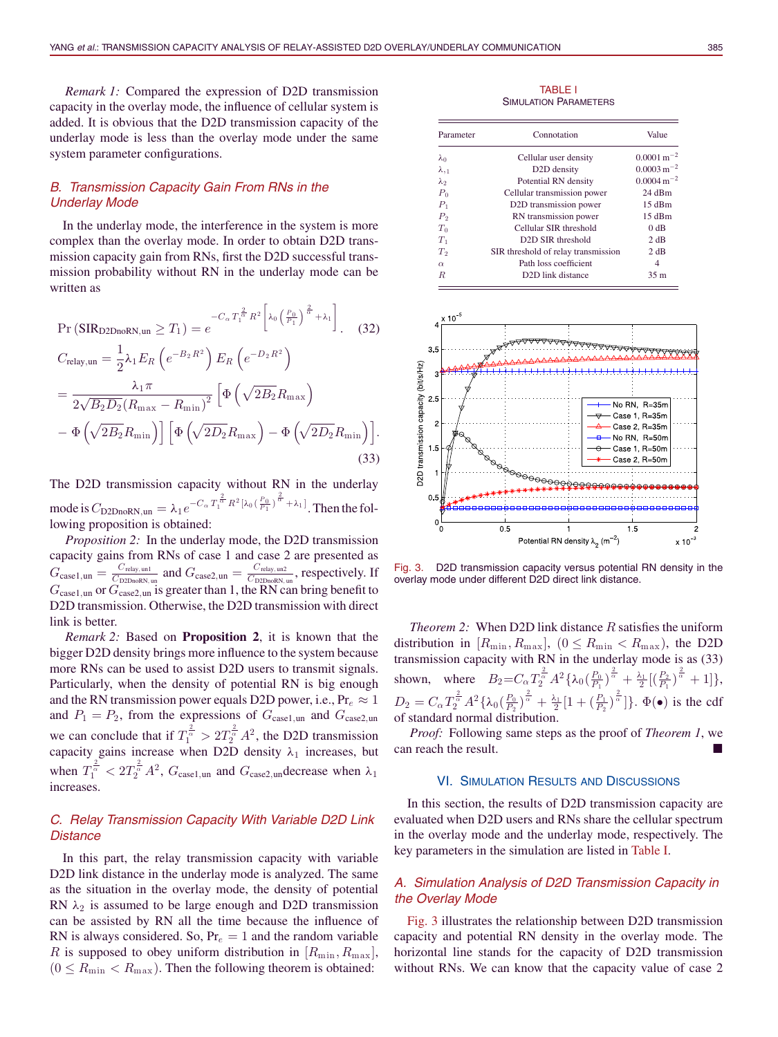*Remark 1:* Compared the expression of D2D transmission capacity in the overlay mode, the influence of cellular system is added. It is obvious that the D2D transmission capacity of the underlay mode is less than the overlay mode under the same system parameter configurations.

### *B. Transmission Capacity Gain From RNs in the Underlay Mode*

In the underlay mode, the interference in the system is more complex than the overlay mode. In order to obtain D2D transmission capacity gain from RNs, first the D2D successful transmission probability without RN in the underlay mode can be written as

$$\Pr\left(\mathrm{SIR}_{\mathrm{D2DnoRN,un}} \geq T_1\right) = e^{-C_\alpha T_1^{\frac{2}{\alpha}} R^2 \left[\lambda_0 \left(\frac{P_0}{P_1}\right)^{\frac{2}{\alpha}} + \lambda_1\right]}. \quad (32)$$

$$\begin{aligned} C_{\mathrm{relay,un}} &= \frac{1}{2}\lambda_1 E_R\left(e^{-B_2 R^2}\right) E_R\left(e^{-D_2 R^2}\right) \\ &= \frac{\lambda_1 \pi}{2\sqrt{B_2 D_2}(R_{\max} - R_{\min})^2}\left[\Phi\left(\sqrt{2B_2}R_{\max}\right)\right. \\ &\left.- \Phi\left(\sqrt{2B_2}R_{\min}\right)\right]\left[\Phi\left(\sqrt{2D_2}R_{\max}\right) - \Phi\left(\sqrt{2D_2}R_{\min}\right)\right]. \end{aligned} \quad (33)$$

The D2D transmission capacity without RN in the underlay mode is $C_{\mathrm{D2DnoRN,un}} = \lambda_1 e^{-C_\alpha T_1^{\frac{2}{\alpha}} R^2 [\lambda_0 (\frac{P_0}{P_1})^{\frac{2}{\alpha}} + \lambda_1]}$. Then the following proposition is obtained:

*Proposition 2:* In the underlay mode, the D2D transmission capacity gains from RNs of case 1 and case 2 are presented as $G_{\mathrm{case1,un}} = \frac{C_{\mathrm{relay,un1}}}{C_{\mathrm{D2DnoRN,un}}}$ and $G_{\mathrm{case2,un}} = \frac{C_{\mathrm{relay,un2}}}{C_{\mathrm{D2DnoRN,un}}}$, respectively. If $G_{\mathrm{case1,un}}$ or $G_{\mathrm{case2,un}}$ is greater than 1, the RN can bring benefit to D2D transmission. Otherwise, the D2D transmission with direct link is better.

*Remark 2:* Based on **Proposition 2**, it is known that the bigger D2D density brings more influence to the system because more RNs can be used to assist D2D users to transmit signals. Particularly, when the density of potential RN is big enough and the RN transmission power equals D2D power, i.e., $\mathrm{Pr}_e \approx 1$ and $P_1 = P_2$, from the expressions of $G_{\mathrm{case1,un}}$ and $G_{\mathrm{case2,un}}$ we can conclude that if $T_1^{\frac{2}{\alpha}} > 2T_2^{\frac{2}{\alpha}} A^2$, the D2D transmission capacity gains increase when D2D density $\lambda_1$ increases, but when $T_1^{\frac{2}{\alpha}} < 2T_2^{\frac{2}{\alpha}} A^2$, $G_{\mathrm{case1,un}}$ and $G_{\mathrm{case2,un}}$decrease when $\lambda_1$ increases.

### *C. Relay Transmission Capacity With Variable D2D Link Distance*

In this part, the relay transmission capacity with variable D2D link distance in the underlay mode is analyzed. The same as the situation in the overlay mode, the density of potential RN $\lambda_2$ is assumed to be large enough and D2D transmission can be assisted by RN all the time because the influence of RN is always considered. So, $\mathrm{Pr}_e = 1$ and the random variable $R$ is supposed to obey uniform distribution in $[R_{\min}, R_{\max}]$, $(0 \leq R_{\min} < R_{\max})$. Then the following theorem is obtained:

TABLE I
SIMULATION PARAMETERS

| Parameter | Connotation | Value |
|---|---|---|
| $\lambda_0$ | Cellular user density | $0.0001\,\mathrm{m}^{-2}$ |
| $\lambda_1$ | D2D density | $0.0003\,\mathrm{m}^{-2}$ |
| $\lambda_2$ | Potential RN density | $0.0004\,\mathrm{m}^{-2}$ |
| $P_0$ | Cellular transmission power | 24 dBm |
| $P_1$ | D2D transmission power | 15 dBm |
| $P_2$ | RN transmission power | 15 dBm |
| $T_0$ | Cellular SIR threshold | 0 dB |
| $T_1$ | D2D SIR threshold | 2 dB |
| $T_2$ | SIR threshold of relay transmission | 2 dB |
| $\alpha$ | Path loss coefficient | 4 |
| $R$ | D2D link distance | 35 m |

Fig. 3. D2D transmission capacity versus potential RN density in the overlay mode under different D2D direct link distance.

*Theorem 2:* When D2D link distance $R$ satisfies the uniform distribution in $[R_{\min}, R_{\max}]$, $(0 \leq R_{\min} < R_{\max})$, the D2D transmission capacity with RN in the underlay mode is as (33) shown, where $B_2 = C_\alpha T_2^{\frac{2}{\alpha}} A^2 \{\lambda_0 (\frac{P_0}{P_1})^{\frac{2}{\alpha}} + \frac{\lambda_1}{2}[(\frac{P_2}{P_1})^{\frac{2}{\alpha}} + 1]\}$, $D_2 = C_\alpha T_2^{\frac{2}{\alpha}} A^2 \{\lambda_0 (\frac{P_0}{P_2})^{\frac{2}{\alpha}} + \frac{\lambda_1}{2}[1 + (\frac{P_1}{P_2})^{\frac{2}{\alpha}}]\}$. $\Phi(\bullet)$ is the cdf of standard normal distribution.

*Proof:* Following same steps as the proof of *Theorem 1*, we can reach the result. ■

## VI. Simulation Results and Discussions

In this section, the results of D2D transmission capacity are evaluated when D2D users and RNs share the cellular spectrum in the overlay mode and the underlay mode, respectively. The key parameters in the simulation are listed in Table I.

### *A. Simulation Analysis of D2D Transmission Capacity in the Overlay Mode*

Fig. 3 illustrates the relationship between D2D transmission capacity and potential RN density in the overlay mode. The horizontal line stands for the capacity of D2D transmission without RNs. We can know that the capacity value of case 2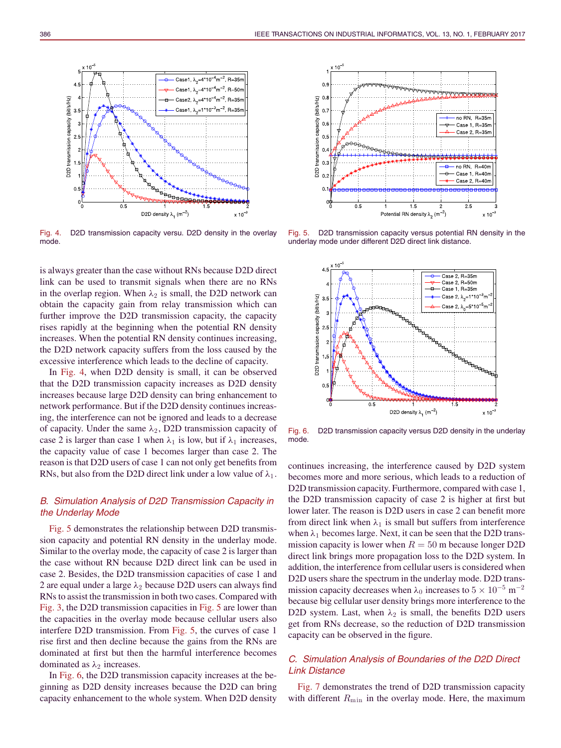Fig. 4. D2D transmission capacity versu. D2D density in the overlay mode.

Fig. 5. D2D transmission capacity versus potential RN density in the underlay mode under different D2D direct link distance.

is always greater than the case without RNs because D2D direct link can be used to transmit signals when there are no RNs in the overlap region. When $\lambda_2$ is small, the D2D network can obtain the capacity gain from relay transmission which can further improve the D2D transmission capacity, the capacity rises rapidly at the beginning when the potential RN density increases. When the potential RN density continues increasing, the D2D network capacity suffers from the loss caused by the excessive interference which leads to the decline of capacity.

In Fig. 4, when D2D density is small, it can be observed that the D2D transmission capacity increases as D2D density increases because large D2D density can bring enhancement to network performance. But if the D2D density continues increasing, the interference can not be ignored and leads to a decrease of capacity. Under the same $\lambda_2$, D2D transmission capacity of case 2 is larger than case 1 when $\lambda_1$ is low, but if $\lambda_1$ increases, the capacity value of case 1 becomes larger than case 2. The reason is that D2D users of case 1 can not only get benefits from RNs, but also from the D2D direct link under a low value of $\lambda_1$.

## B. Simulation Analysis of D2D Transmission Capacity in the Underlay Mode

Fig. 5 demonstrates the relationship between D2D transmission capacity and potential RN density in the underlay mode. Similar to the overlay mode, the capacity of case 2 is larger than the case without RN because D2D direct link can be used in case 2. Besides, the D2D transmission capacities of case 1 and 2 are equal under a large $\lambda_2$ because D2D users can always find RNs to assist the transmission in both two cases. Compared with Fig. 3, the D2D transmission capacities in Fig. 5 are lower than the capacities in the overlay mode because cellular users also interfere D2D transmission. From Fig. 5, the curves of case 1 rise first and then decline because the gains from the RNs are dominated at first but then the harmful interference becomes dominated as $\lambda_2$ increases.

In Fig. 6, the D2D transmission capacity increases at the beginning as D2D density increases because the D2D can bring capacity enhancement to the whole system. When D2D density continues increasing, the interference caused by D2D system becomes more and more serious, which leads to a reduction of D2D transmission capacity. Furthermore, compared with case 1, the D2D transmission capacity of case 2 is higher at first but lower later. The reason is D2D users in case 2 can benefit more from direct link when $\lambda_1$ is small but suffers from interference when $\lambda_1$ becomes large. Next, it can be seen that the D2D transmission capacity is lower when $R = 50$ m because longer D2D direct link brings more propagation loss to the D2D system. In addition, the interference from cellular users is considered when D2D users share the spectrum in the underlay mode. D2D transmission capacity decreases when $\lambda_0$ increases to $5 \times 10^{-5}$ m$^{-2}$ because big cellular user density brings more interference to the D2D system. Last, when $\lambda_2$ is small, the benefits D2D users get from RNs decrease, so the reduction of D2D transmission capacity can be observed in the figure.

Fig. 6. D2D transmission capacity versus D2D density in the underlay mode.

## C. Simulation Analysis of Boundaries of the D2D Direct Link Distance

Fig. 7 demonstrates the trend of D2D transmission capacity with different $R_{\min}$ in the overlay mode. Here, the maximum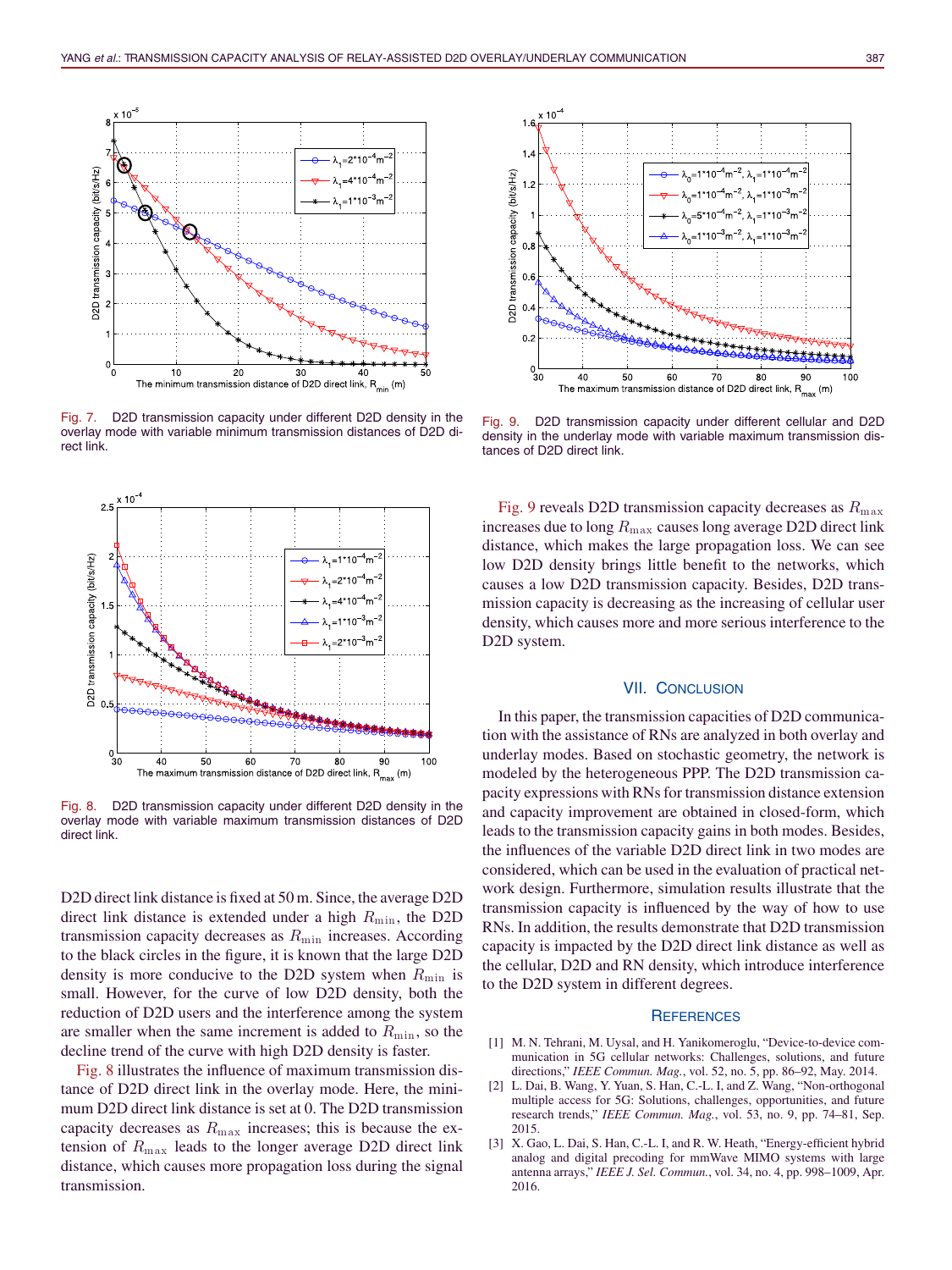Fig. 7. D2D transmission capacity under different D2D density in the overlay mode with variable minimum transmission distances of D2D direct link.

Fig. 8. D2D transmission capacity under different D2D density in the overlay mode with variable maximum transmission distances of D2D direct link.

D2D direct link distance is fixed at 50 m. Since, the average D2D direct link distance is extended under a high $R_{\min}$, the D2D transmission capacity decreases as $R_{\min}$ increases. According to the black circles in the figure, it is known that the large D2D density is more conducive to the D2D system when $R_{\min}$ is small. However, for the curve of low D2D density, both the reduction of D2D users and the interference among the system are smaller when the same increment is added to $R_{\min}$, so the decline trend of the curve with high D2D density is faster.

Fig. 8 illustrates the influence of maximum transmission distance of D2D direct link in the overlay mode. Here, the minimum D2D direct link distance is set at 0. The D2D transmission capacity decreases as $R_{\max}$ increases; this is because the extension of $R_{\max}$ leads to the longer average D2D direct link distance, which causes more propagation loss during the signal transmission.

Fig. 9. D2D transmission capacity under different cellular and D2D density in the underlay mode with variable maximum transmission distances of D2D direct link.

Fig. 9 reveals D2D transmission capacity decreases as $R_{\max}$ increases due to long $R_{\max}$ causes long average D2D direct link distance, which makes the large propagation loss. We can see low D2D density brings little benefit to the networks, which causes a low D2D transmission capacity. Besides, D2D transmission capacity is decreasing as the increasing of cellular user density, which causes more and more serious interference to the D2D system.

## VII. Conclusion

In this paper, the transmission capacities of D2D communication with the assistance of RNs are analyzed in both overlay and underlay modes. Based on stochastic geometry, the network is modeled by the heterogeneous PPP. The D2D transmission capacity expressions with RNs for transmission distance extension and capacity improvement are obtained in closed-form, which leads to the transmission capacity gains in both modes. Besides, the influences of the variable D2D direct link in two modes are considered, which can be used in the evaluation of practical network design. Furthermore, simulation results illustrate that the transmission capacity is influenced by the way of how to use RNs. In addition, the results demonstrate that D2D transmission capacity is impacted by the D2D direct link distance as well as the cellular, D2D and RN density, which introduce interference to the D2D system in different degrees.

## References

[1] M. N. Tehrani, M. Uysal, and H. Yanikomeroglu, "Device-to-device communication in 5G cellular networks: Challenges, solutions, and future directions," *IEEE Commun. Mag.*, vol. 52, no. 5, pp. 86–92, May. 2014.

[2] L. Dai, B. Wang, Y. Yuan, S. Han, C.-L. I, and Z. Wang, "Non-orthogonal multiple access for 5G: Solutions, challenges, opportunities, and future research trends," *IEEE Commun. Mag.*, vol. 53, no. 9, pp. 74–81, Sep. 2015.

[3] X. Gao, L. Dai, S. Han, C.-L. I, and R. W. Heath, "Energy-efficient hybrid analog and digital precoding for mmWave MIMO systems with large antenna arrays," *IEEE J. Sel. Commun.*, vol. 34, no. 4, pp. 998–1009, Apr. 2016.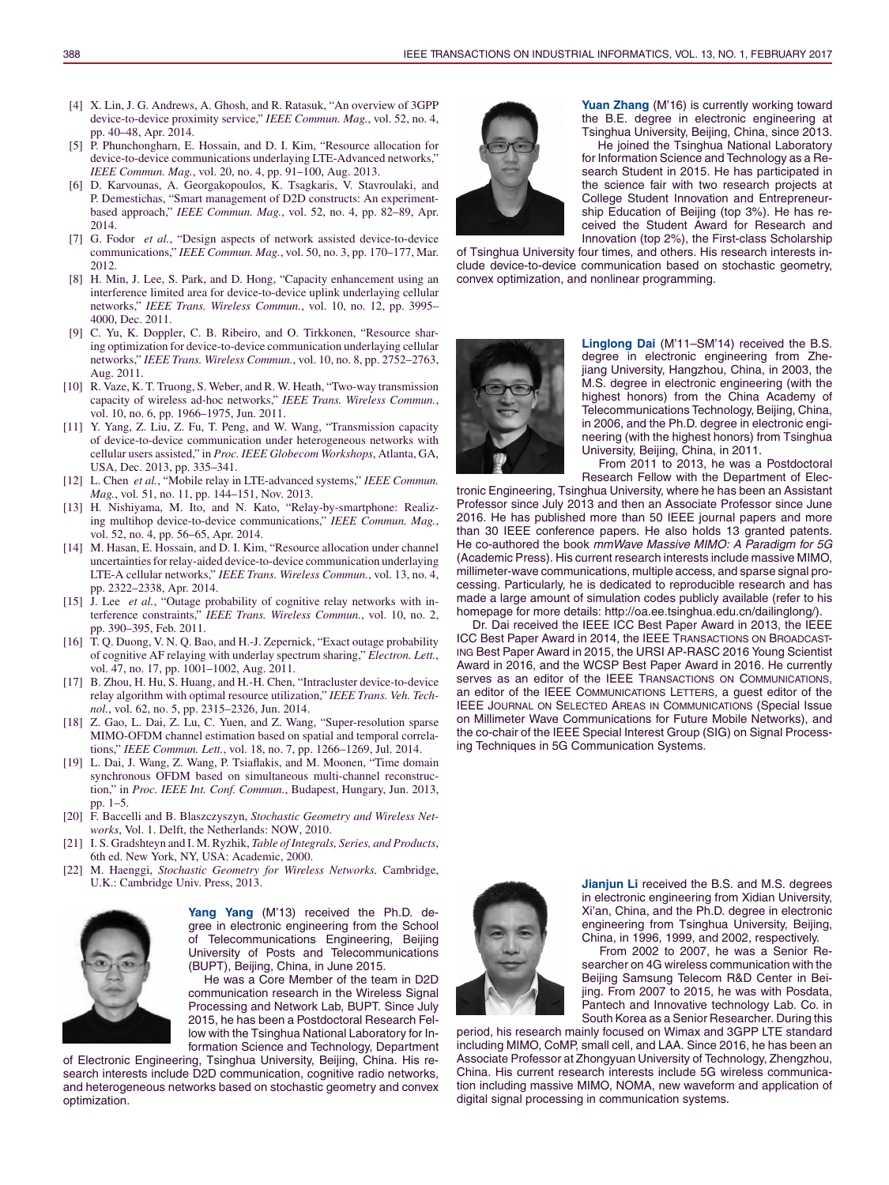[4] X. Lin, J. G. Andrews, A. Ghosh, and R. Ratasuk, "An overview of 3GPP device-to-device proximity service," *IEEE Commun. Mag.*, vol. 52, no. 4, pp. 40–48, Apr. 2014.

[5] P. Phunchongharn, E. Hossain, and D. I. Kim, "Resource allocation for device-to-device communications underlaying LTE-Advanced networks," *IEEE Commun. Mag.*, vol. 20, no. 4, pp. 91–100, Aug. 2013.

[6] D. Karvounas, A. Georgakopoulos, K. Tsagkaris, V. Stavroulaki, and P. Demestichas, "Smart management of D2D constructs: An experiment-based approach," *IEEE Commun. Mag.*, vol. 52, no. 4, pp. 82–89, Apr. 2014.

[7] G. Fodor *et al.*, "Design aspects of network assisted device-to-device communications," *IEEE Commun. Mag.*, vol. 50, no. 3, pp. 170–177, Mar. 2012.

[8] H. Min, J. Lee, S. Park, and D. Hong, "Capacity enhancement using an interference limited area for device-to-device uplink underlaying cellular networks," *IEEE Trans. Wireless Commun.*, vol. 10, no. 12, pp. 3995–4000, Dec. 2011.

[9] C. Yu, K. Doppler, C. B. Ribeiro, and O. Tirkkonen, "Resource sharing optimization for device-to-device communication underlaying cellular networks," *IEEE Trans. Wireless Commun.*, vol. 10, no. 8, pp. 2752–2763, Aug. 2011.

[10] R. Vaze, K. T. Truong, S. Weber, and R. W. Heath, "Two-way transmission capacity of wireless ad-hoc networks," *IEEE Trans. Wireless Commun.*, vol. 10, no. 6, pp. 1966–1975, Jun. 2011.

[11] Y. Yang, Z. Liu, Z. Fu, T. Peng, and W. Wang, "Transmission capacity of device-to-device communication under heterogeneous networks with cellular users assisted," in *Proc. IEEE Globecom Workshops*, Atlanta, GA, USA, Dec. 2013, pp. 335–341.

[12] L. Chen *et al.*, "Mobile relay in LTE-advanced systems," *IEEE Commun. Mag.*, vol. 51, no. 11, pp. 144–151, Nov. 2013.

[13] H. Nishiyama, M. Ito, and N. Kato, "Relay-by-smartphone: Realizing multihop device-to-device communications," *IEEE Commun. Mag.*, vol. 52, no. 4, pp. 56–65, Apr. 2014.

[14] M. Hasan, E. Hossain, and D. I. Kim, "Resource allocation under channel uncertainties for relay-aided device-to-device communication underlaying LTE-A cellular networks," *IEEE Trans. Wireless Commun.*, vol. 13, no. 4, pp. 2322–2338, Apr. 2014.

[15] J. Lee *et al.*, "Outage probability of cognitive relay networks with interference constraints," *IEEE Trans. Wireless Commun.*, vol. 10, no. 2, pp. 390–395, Feb. 2011.

[16] T. Q. Duong, V. N. Q. Bao, and H.-J. Zepernick, "Exact outage probability of cognitive AF relaying with underlay spectrum sharing," *Electron. Lett.*, vol. 47, no. 17, pp. 1001–1002, Aug. 2011.

[17] B. Zhou, H. Hu, S. Huang, and H.-H. Chen, "Intracluster device-to-device relay algorithm with optimal resource utilization," *IEEE Trans. Veh. Technol.*, vol. 62, no. 5, pp. 2315–2326, Jun. 2014.

[18] Z. Gao, L. Dai, Z. Lu, C. Yuen, and Z. Wang, "Super-resolution sparse MIMO-OFDM channel estimation based on spatial and temporal correlations," *IEEE Commun. Lett.*, vol. 18, no. 7, pp. 1266–1269, Jul. 2014.

[19] L. Dai, J. Wang, Z. Wang, P. Tsiaflakis, and M. Moonen, "Time domain synchronous OFDM based on simultaneous multi-channel reconstruction," in *Proc. IEEE Int. Conf. Commun.*, Budapest, Hungary, Jun. 2013, pp. 1–5.

[20] F. Baccelli and B. Blaszczyszyn, *Stochastic Geometry and Wireless Networks*, Vol. 1. Delft, the Netherlands: NOW, 2010.

[21] I. S. Gradshteyn and I. M. Ryzhik, *Table of Integrals, Series, and Products*, 6th ed. New York, NY, USA: Academic, 2000.

[22] M. Haenggi, *Stochastic Geometry for Wireless Networks.* Cambridge, U.K.: Cambridge Univ. Press, 2013.

**Yang Yang** (M'13) received the Ph.D. degree in electronic engineering from the School of Telecommunications Engineering, Beijing University of Posts and Telecommunications (BUPT), Beijing, China, in June 2015.

He was a Core Member of the team in D2D communication research in the Wireless Signal Processing and Network Lab, BUPT. Since July 2015, he has been a Postdoctoral Research Fellow with the Tsinghua National Laboratory for Information Science and Technology, Department of Electronic Engineering, Tsinghua University, Beijing, China. His research interests include D2D communication, cognitive radio networks, and heterogeneous networks based on stochastic geometry and convex optimization.

**Yuan Zhang** (M'16) is currently working toward the B.E. degree in electronic engineering at Tsinghua University, Beijing, China, since 2013.

He joined the Tsinghua National Laboratory for Information Science and Technology as a Research Student in 2015. He has participated in the science fair with two research projects at College Student Innovation and Entrepreneurship Education of Beijing (top 3%). He has received the Student Award for Research and Innovation (top 2%), the First-class Scholarship of Tsinghua University four times, and others. His research interests include device-to-device communication based on stochastic geometry, convex optimization, and nonlinear programming.

**Linglong Dai** (M'11–SM'14) received the B.S. degree in electronic engineering from Zhejiang University, Hangzhou, China, in 2003, the M.S. degree in electronic engineering (with the highest honors) from the China Academy of Telecommunications Technology, Beijing, China, in 2006, and the Ph.D. degree in electronic engineering (with the highest honors) from Tsinghua University, Beijing, China, in 2011.

From 2011 to 2013, he was a Postdoctoral Research Fellow with the Department of Electronic Engineering, Tsinghua University, where he has been an Assistant Professor since July 2013 and then an Associate Professor since June 2016. He has published more than 50 IEEE journal papers and more than 30 IEEE conference papers. He also holds 13 granted patents. He co-authored the book *mmWave Massive MIMO: A Paradigm for 5G* (Academic Press). His current research interests include massive MIMO, millimeter-wave communications, multiple access, and sparse signal processing. Particularly, he is dedicated to reproducible research and has made a large amount of simulation codes publicly available (refer to his homepage for more details: http://oa.ee.tsinghua.edu.cn/dailinglong/).

Dr. Dai received the IEEE ICC Best Paper Award in 2013, the IEEE ICC Best Paper Award in 2014, the IEEE TRANSACTIONS ON BROADCASTING Best Paper Award in 2015, the URSI AP-RASC 2016 Young Scientist Award in 2016, and the WCSP Best Paper Award in 2016. He currently serves as an editor of the IEEE TRANSACTIONS ON COMMUNICATIONS, an editor of the IEEE COMMUNICATIONS LETTERS, a guest editor of the IEEE JOURNAL ON SELECTED AREAS IN COMMUNICATIONS (Special Issue on Millimeter Wave Communications for Future Mobile Networks), and the co-chair of the IEEE Special Interest Group (SIG) on Signal Processing Techniques in 5G Communication Systems.

**Jianjun Li** received the B.S. and M.S. degrees in electronic engineering from Xidian University, Xi'an, China, and the Ph.D. degree in electronic engineering from Tsinghua University, Beijing, China, in 1996, 1999, and 2002, respectively.

From 2002 to 2007, he was a Senior Researcher on 4G wireless communication with the Beijing Samsung Telecom R&D Center in Beijing. From 2007 to 2015, he was with Posdata, Pantech and Innovative technology Lab. Co. in South Korea as a Senior Researcher. During this period, his research mainly focused on Wimax and 3GPP LTE standard including MIMO, CoMP, small cell, and LAA. Since 2016, he has been an Associate Professor at Zhongyuan University of Technology, Zhengzhou, China. His current research interests include 5G wireless communication including massive MIMO, NOMA, new waveform and application of digital signal processing in communication systems.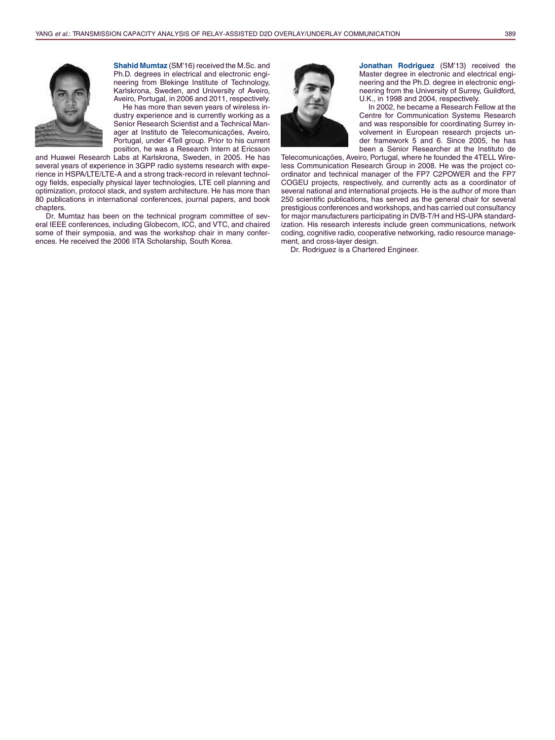**Shahid Mumtaz** (SM'16) received the M.Sc. and Ph.D. degrees in electrical and electronic engineering from Blekinge Institute of Technology, Karlskrona, Sweden, and University of Aveiro, Aveiro, Portugal, in 2006 and 2011, respectively.

He has more than seven years of wireless industry experience and is currently working as a Senior Research Scientist and a Technical Manager at Instituto de Telecomunicações, Aveiro, Portugal, under 4Tell group. Prior to his current position, he was a Research Intern at Ericsson and Huawei Research Labs at Karlskrona, Sweden, in 2005. He has several years of experience in 3GPP radio systems research with experience in HSPA/LTE/LTE-A and a strong track-record in relevant technology fields, especially physical layer technologies, LTE cell planning and optimization, protocol stack, and system architecture. He has more than 80 publications in international conferences, journal papers, and book chapters.

Dr. Mumtaz has been on the technical program committee of several IEEE conferences, including Globecom, ICC, and VTC, and chaired some of their symposia, and was the workshop chair in many conferences. He received the 2006 IITA Scholarship, South Korea.

**Jonathan Rodriguez** (SM'13) received the Master degree in electronic and electrical engineering and the Ph.D. degree in electronic engineering from the University of Surrey, Guildford, U.K., in 1998 and 2004, respectively.

In 2002, he became a Research Fellow at the Centre for Communication Systems Research and was responsible for coordinating Surrey involvement in European research projects under framework 5 and 6. Since 2005, he has been a Senior Researcher at the Instituto de Telecomunicações, Aveiro, Portugal, where he founded the 4TELL Wireless Communication Research Group in 2008. He was the project coordinator and technical manager of the FP7 C2POWER and the FP7 COGEU projects, respectively, and currently acts as a coordinator of several national and international projects. He is the author of more than 250 scientific publications, has served as the general chair for several prestigious conferences and workshops, and has carried out consultancy for major manufacturers participating in DVB-T/H and HS-UPA standardization. His research interests include green communications, network coding, cognitive radio, cooperative networking, radio resource management, and cross-layer design.

Dr. Rodriguez is a Chartered Engineer.